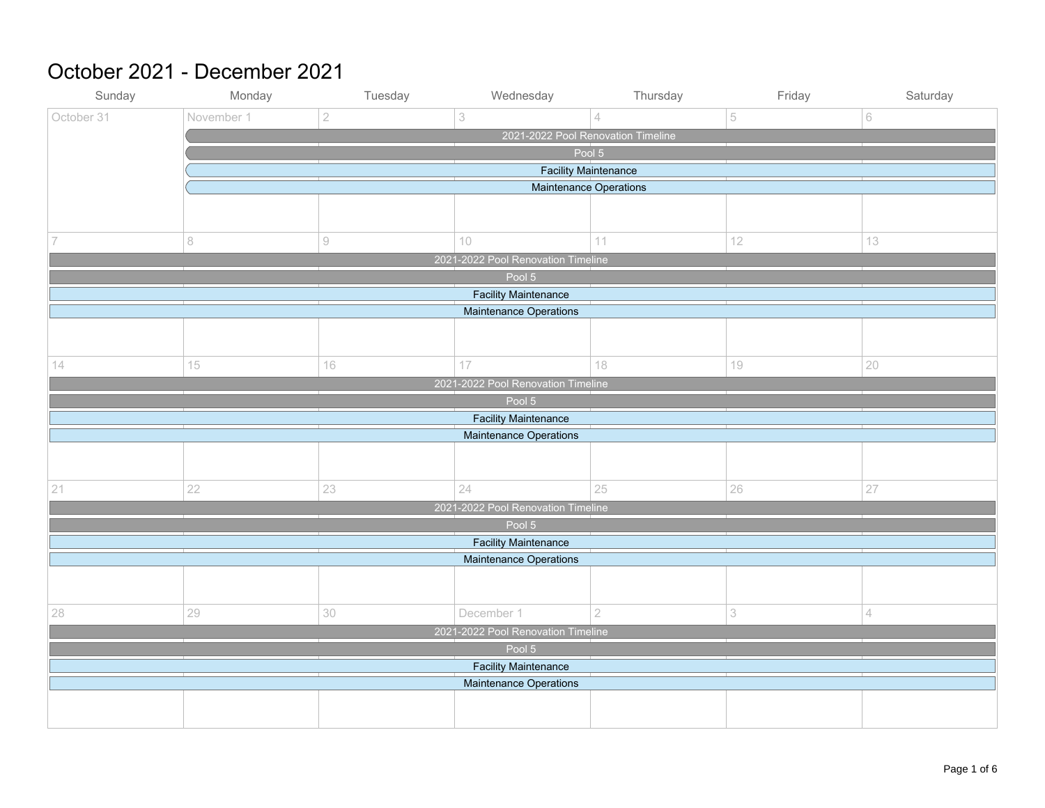# October 2021 - December 2021

| Sunday | Monday | Tuesday | Wednesday | Thursday | Friday | Saturday |
|---|---|---|---|---|---|---|
| October 31 | November 1 | 2 | 3 | 4 | 5 | 6 |
| | 2021-2022 Pool Renovation Timeline<br>Pool 5<br>Facility Maintenance<br>Maintenance Operations | | | | | |
| 7 | 8 | 9 | 10 | 11 | 12 | 13 |
| 2021-2022 Pool Renovation Timeline<br>Pool 5<br>Facility Maintenance<br>Maintenance Operations | | | | | | |
| 14 | 15 | 16 | 17 | 18 | 19 | 20 |
| 2021-2022 Pool Renovation Timeline<br>Pool 5<br>Facility Maintenance<br>Maintenance Operations | | | | | | |
| 21 | 22 | 23 | 24 | 25 | 26 | 27 |
| 2021-2022 Pool Renovation Timeline<br>Pool 5<br>Facility Maintenance<br>Maintenance Operations | | | | | | |
| 28 | 29 | 30 | December 1 | 2 | 3 | 4 |
| 2021-2022 Pool Renovation Timeline<br>Pool 5<br>Facility Maintenance<br>Maintenance Operations | | | | | | |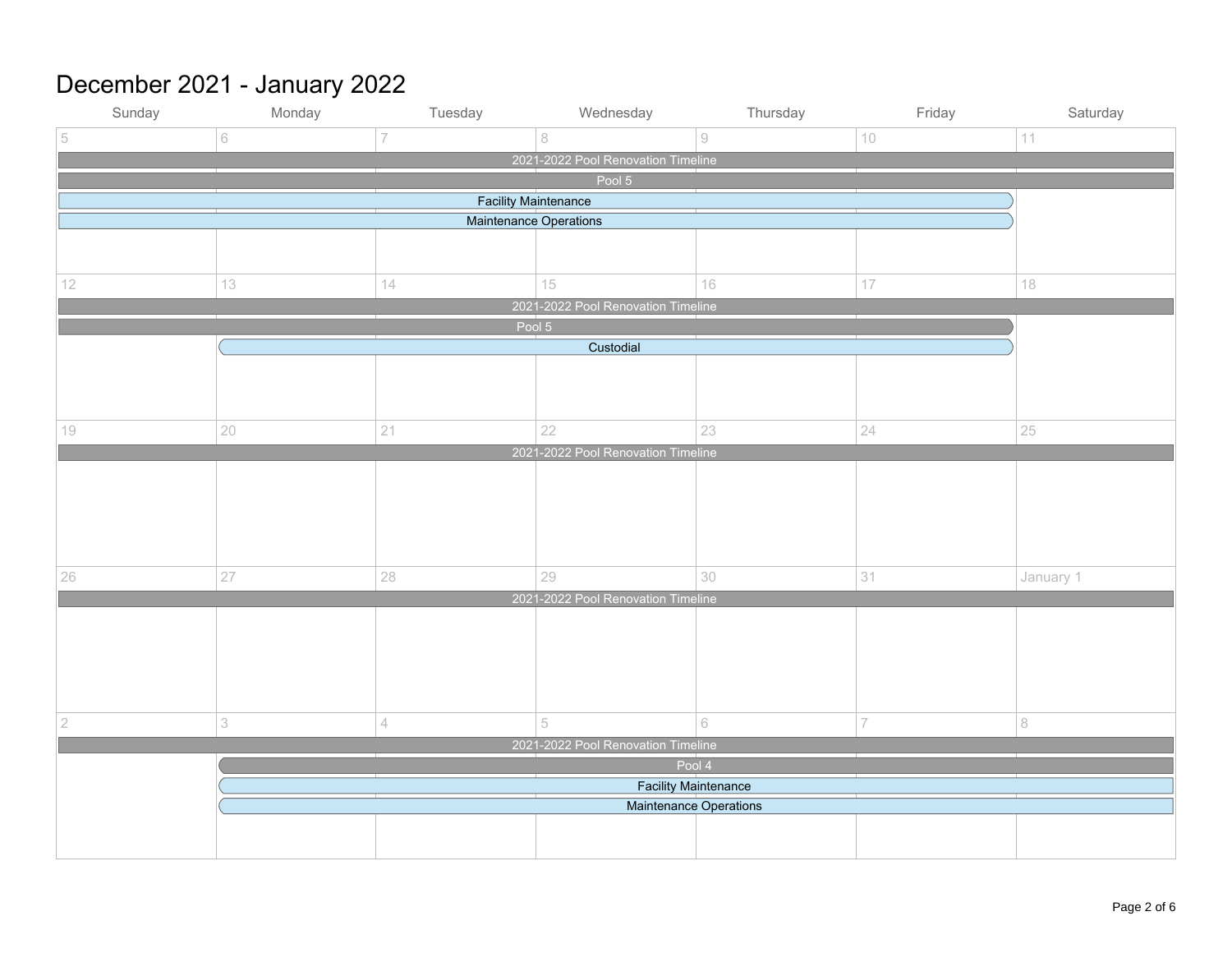# December 2021 - January 2022

| Sunday | Monday | Tuesday | Wednesday | Thursday | Friday | Saturday |
|---|---|---|---|---|---|---|
| 5 | 6 | 7 | 8 | 9 | 10 | 11 |
| 2021-2022 Pool Renovation Timeline | 2021-2022 Pool Renovation Timeline | 2021-2022 Pool Renovation Timeline | 2021-2022 Pool Renovation Timeline | 2021-2022 Pool Renovation Timeline | 2021-2022 Pool Renovation Timeline | 2021-2022 Pool Renovation Timeline |
| Pool 5 | Pool 5 | Pool 5 | Pool 5 | Pool 5 | Pool 5 | Pool 5 |
| Facility Maintenance | Facility Maintenance | Facility Maintenance | Facility Maintenance | Facility Maintenance | Facility Maintenance | |
| Maintenance Operations | Maintenance Operations | Maintenance Operations | Maintenance Operations | Maintenance Operations | Maintenance Operations | |
| 12 | 13 | 14 | 15 | 16 | 17 | 18 |
| 2021-2022 Pool Renovation Timeline | 2021-2022 Pool Renovation Timeline | 2021-2022 Pool Renovation Timeline | 2021-2022 Pool Renovation Timeline | 2021-2022 Pool Renovation Timeline | 2021-2022 Pool Renovation Timeline | 2021-2022 Pool Renovation Timeline |
| Pool 5 | Pool 5 | Pool 5 | Pool 5 | Pool 5 | Pool 5 | |
| | Custodial | Custodial | Custodial | Custodial | Custodial | |
| 19 | 20 | 21 | 22 | 23 | 24 | 25 |
| 2021-2022 Pool Renovation Timeline | 2021-2022 Pool Renovation Timeline | 2021-2022 Pool Renovation Timeline | 2021-2022 Pool Renovation Timeline | 2021-2022 Pool Renovation Timeline | 2021-2022 Pool Renovation Timeline | 2021-2022 Pool Renovation Timeline |
| 26 | 27 | 28 | 29 | 30 | 31 | January 1 |
| 2021-2022 Pool Renovation Timeline | 2021-2022 Pool Renovation Timeline | 2021-2022 Pool Renovation Timeline | 2021-2022 Pool Renovation Timeline | 2021-2022 Pool Renovation Timeline | 2021-2022 Pool Renovation Timeline | 2021-2022 Pool Renovation Timeline |
| 2 | 3 | 4 | 5 | 6 | 7 | 8 |
| 2021-2022 Pool Renovation Timeline | 2021-2022 Pool Renovation Timeline | 2021-2022 Pool Renovation Timeline | 2021-2022 Pool Renovation Timeline | 2021-2022 Pool Renovation Timeline | 2021-2022 Pool Renovation Timeline | 2021-2022 Pool Renovation Timeline |
| | Pool 4 | Pool 4 | Pool 4 | Pool 4 | Pool 4 | Pool 4 |
| | Facility Maintenance | Facility Maintenance | Facility Maintenance | Facility Maintenance | Facility Maintenance | Facility Maintenance |
| | Maintenance Operations | Maintenance Operations | Maintenance Operations | Maintenance Operations | Maintenance Operations | Maintenance Operations |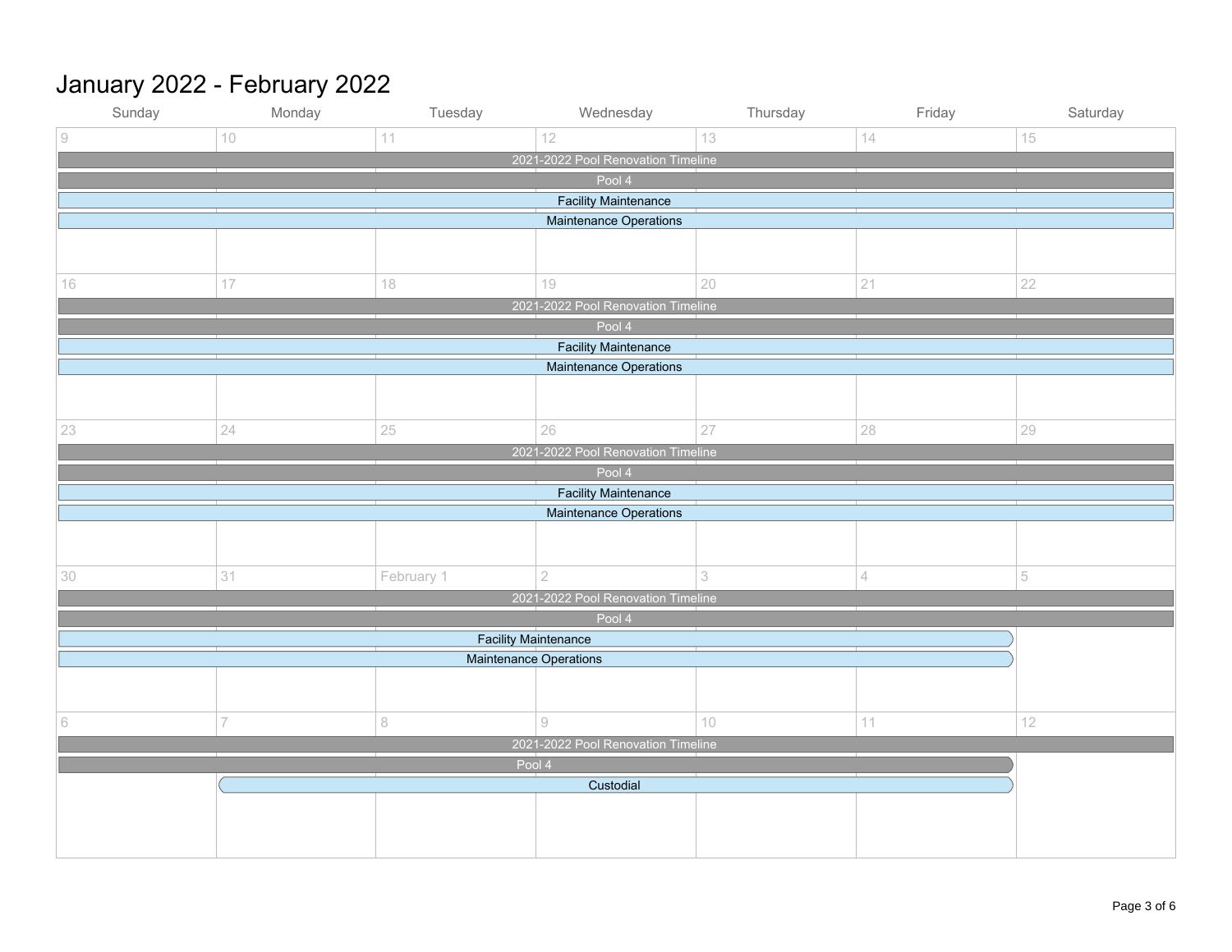# January 2022 - February 2022

| Sunday | Monday | Tuesday | Wednesday | Thursday | Friday | Saturday |
|---|---|---|---|---|---|---|
| 9 | 10 | 11 | 12 | 13 | 14 | 15 |
| 2021-2022 Pool Renovation Timeline (Sun 9 – Sat 15) | | | | | | |
| Pool 4 (Sun 9 – Sat 15) | | | | | | |
| Facility Maintenance (Sun 9 – Sat 15) | | | | | | |
| Maintenance Operations (Sun 9 – Sat 15) | | | | | | |
| 16 | 17 | 18 | 19 | 20 | 21 | 22 |
| 2021-2022 Pool Renovation Timeline (Sun 16 – Sat 22) | | | | | | |
| Pool 4 (Sun 16 – Sat 22) | | | | | | |
| Facility Maintenance (Sun 16 – Sat 22) | | | | | | |
| Maintenance Operations (Sun 16 – Sat 22) | | | | | | |
| 23 | 24 | 25 | 26 | 27 | 28 | 29 |
| 2021-2022 Pool Renovation Timeline (Sun 23 – Sat 29) | | | | | | |
| Pool 4 (Sun 23 – Sat 29) | | | | | | |
| Facility Maintenance (Sun 23 – Sat 29) | | | | | | |
| Maintenance Operations (Sun 23 – Sat 29) | | | | | | |
| 30 | 31 | February 1 | 2 | 3 | 4 | 5 |
| 2021-2022 Pool Renovation Timeline (Sun 30 – Sat 5) | | | | | | |
| Pool 4 (Sun 30 – Sat 5) | | | | | | |
| Facility Maintenance (Sun 30 – Fri 4) | | | | | | |
| Maintenance Operations (Sun 30 – Fri 4) | | | | | | |
| 6 | 7 | 8 | 9 | 10 | 11 | 12 |
| 2021-2022 Pool Renovation Timeline (Sun 6 – Sat 12) | | | | | | |
| Pool 4 (Sun 6 – Fri 11) | | | | | | |
| | Custodial (Mon 7 – Fri 11) | | | | | |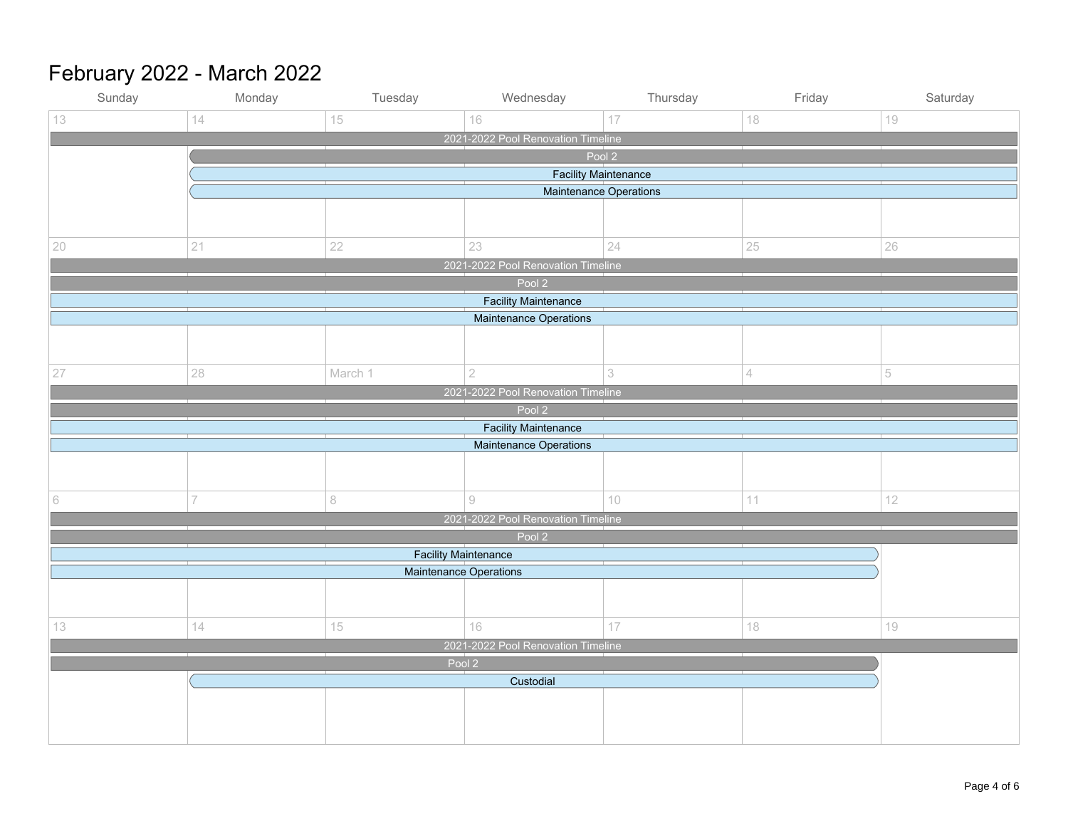# February 2022 - March 2022

| Sunday | Monday | Tuesday | Wednesday | Thursday | Friday | Saturday |
|---|---|---|---|---|---|---|
| 13 | 14 | 15 | 16 | 17 | 18 | 19 |
| 20 | 21 | 22 | 23 | 24 | 25 | 26 |
| 27 | 28 | March 1 | 2 | 3 | 4 | 5 |
| 6 | 7 | 8 | 9 | 10 | 11 | 12 |
| 13 | 14 | 15 | 16 | 17 | 18 | 19 |

**Week of February 13 – February 19**
- 2021-2022 Pool Renovation Timeline (Sunday 13 – Saturday 19, continues)
- Pool 2 (starts Monday 14 – Saturday 19, continues)
- Facility Maintenance (starts Monday 14 – Saturday 19, continues)
- Maintenance Operations (starts Monday 14 – Saturday 19, continues)

**Week of February 20 – February 26**
- 2021-2022 Pool Renovation Timeline (Sunday 20 – Saturday 26, continues)
- Pool 2 (Sunday 20 – Saturday 26, continues)
- Facility Maintenance (Sunday 20 – Saturday 26, continues)
- Maintenance Operations (Sunday 20 – Saturday 26, continues)

**Week of February 27 – March 5**
- 2021-2022 Pool Renovation Timeline (Sunday 27 – Saturday 5, continues)
- Pool 2 (Sunday 27 – Saturday 5, continues)
- Facility Maintenance (Sunday 27 – Saturday 5, continues)
- Maintenance Operations (Sunday 27 – Saturday 5, continues)

**Week of March 6 – March 12**
- 2021-2022 Pool Renovation Timeline (Sunday 6 – Saturday 12, continues)
- Pool 2 (Sunday 6 – Saturday 12, continues)
- Facility Maintenance (Sunday 6 – ends Friday 11)
- Maintenance Operations (Sunday 6 – ends Friday 11)

**Week of March 13 – March 19**
- 2021-2022 Pool Renovation Timeline (Sunday 13 – Saturday 19, continues)
- Pool 2 (Sunday 13 – ends Friday 18)
- Custodial (starts Monday 14 – ends Friday 18)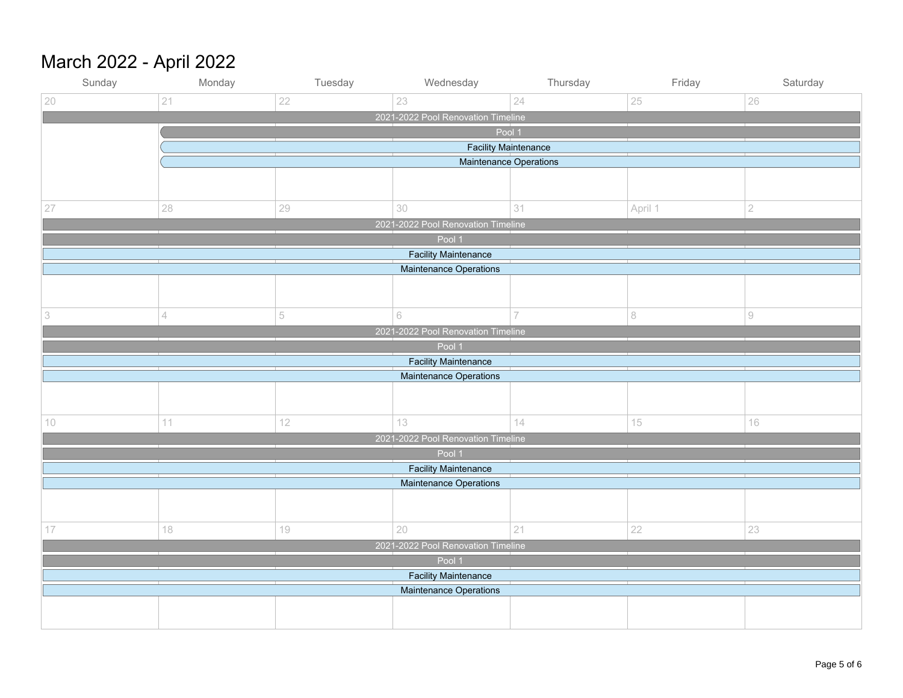# March 2022 - April 2022

| Sunday | Monday | Tuesday | Wednesday | Thursday | Friday | Saturday |
| --- | --- | --- | --- | --- | --- | --- |
| 20 | 21 | 22 | 23 | 24 | 25 | 26 |
| 2021-2022 Pool Renovation Timeline | | | | | | |
| | Pool 1 | | | | | |
| | Facility Maintenance | | | | | |
| | Maintenance Operations | | | | | |
| 27 | 28 | 29 | 30 | 31 | April 1 | 2 |
| 2021-2022 Pool Renovation Timeline | | | | | | |
| Pool 1 | | | | | | |
| Facility Maintenance | | | | | | |
| Maintenance Operations | | | | | | |
| 3 | 4 | 5 | 6 | 7 | 8 | 9 |
| 2021-2022 Pool Renovation Timeline | | | | | | |
| Pool 1 | | | | | | |
| Facility Maintenance | | | | | | |
| Maintenance Operations | | | | | | |
| 10 | 11 | 12 | 13 | 14 | 15 | 16 |
| 2021-2022 Pool Renovation Timeline | | | | | | |
| Pool 1 | | | | | | |
| Facility Maintenance | | | | | | |
| Maintenance Operations | | | | | | |
| 17 | 18 | 19 | 20 | 21 | 22 | 23 |
| 2021-2022 Pool Renovation Timeline | | | | | | |
| Pool 1 | | | | | | |
| Facility Maintenance | | | | | | |
| Maintenance Operations | | | | | | |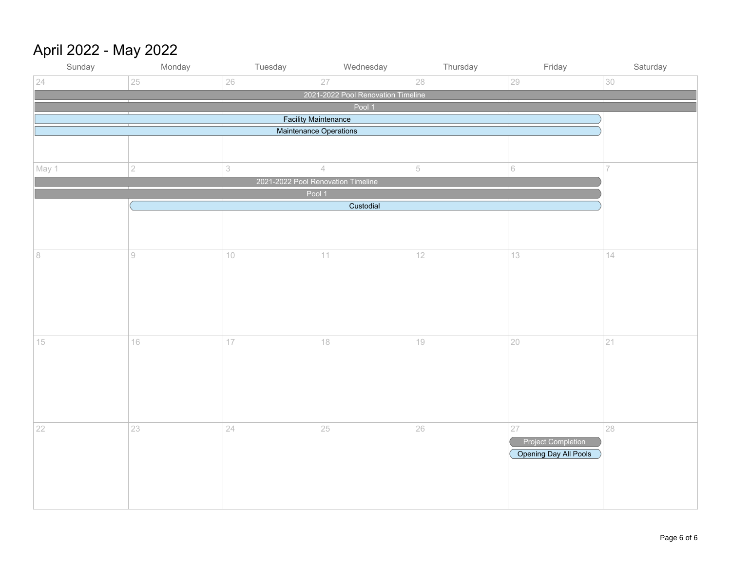# April 2022 - May 2022

| Sunday | Monday | Tuesday | Wednesday | Thursday | Friday | Saturday |
|---|---|---|---|---|---|---|
| 24 | 25 | 26 | 27 | 28 | 29 | 30 |
| 2021-2022 Pool Renovation Timeline | | | | | | |
| Pool 1 | | | | | | |
| Facility Maintenance | | | | | | |
| Maintenance Operations | | | | | | |
| May 1 | 2 | 3 | 4 | 5 | 6 | 7 |
| 2021-2022 Pool Renovation Timeline | | | | | | |
| Pool 1 | | | | | | |
| | Custodial | | | | | |
| 8 | 9 | 10 | 11 | 12 | 13 | 14 |
| 15 | 16 | 17 | 18 | 19 | 20 | 21 |
| 22 | 23 | 24 | 25 | 26 | 27 | 28 |
| | | | | | Project Completion | |
| | | | | | Opening Day All Pools | |